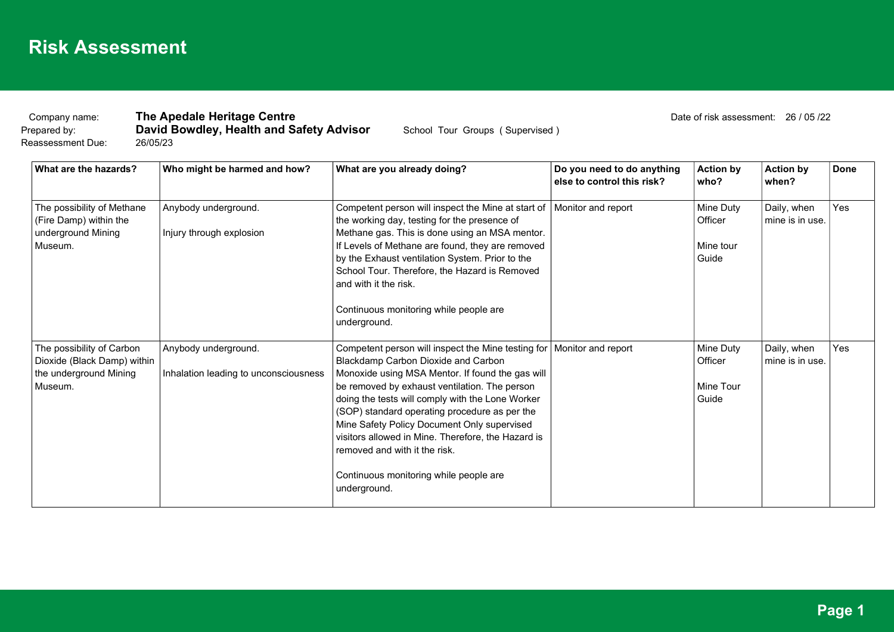# Risk Assessment

Company name: **The Apedale Heritage Centre**

Prepared by: **David Bowdley, Health and Safety Advisor**

School Tour Groups ( Supervised )

Reassessment Due: 26/05/23

Date of risk assessment: 26 / 05 /22

| What are the hazards? | Who might be harmed and how? | What are you already doing? | Do you need to do anything else to control this risk? | Action by who? | Action by when? | Done |
|---|---|---|---|---|---|---|
| The possibility of Methane (Fire Damp) within the underground Mining Museum. | Anybody underground.<br><br>Injury through explosion | Competent person will inspect the Mine at start of the working day, testing for the presence of Methane gas. This is done using an MSA mentor. If Levels of Methane are found, they are removed by the Exhaust ventilation System. Prior to the School Tour. Therefore, the Hazard is Removed and with it the risk.<br><br>Continuous monitoring while people are underground. | Monitor and report | Mine Duty Officer<br><br>Mine tour Guide | Daily, when mine is in use. | Yes |
| The possibility of Carbon Dioxide (Black Damp) within the underground Mining Museum. | Anybody underground.<br><br>Inhalation leading to unconsciousness | Competent person will inspect the Mine testing for Blackdamp Carbon Dioxide and Carbon Monoxide using MSA Mentor. If found the gas will be removed by exhaust ventilation. The person doing the tests will comply with the Lone Worker (SOP) standard operating procedure as per the Mine Safety Policy Document Only supervised visitors allowed in Mine. Therefore, the Hazard is removed and with it the risk.<br><br>Continuous monitoring while people are underground. | Monitor and report | Mine Duty Officer<br><br>Mine Tour Guide | Daily, when mine is in use. | Yes |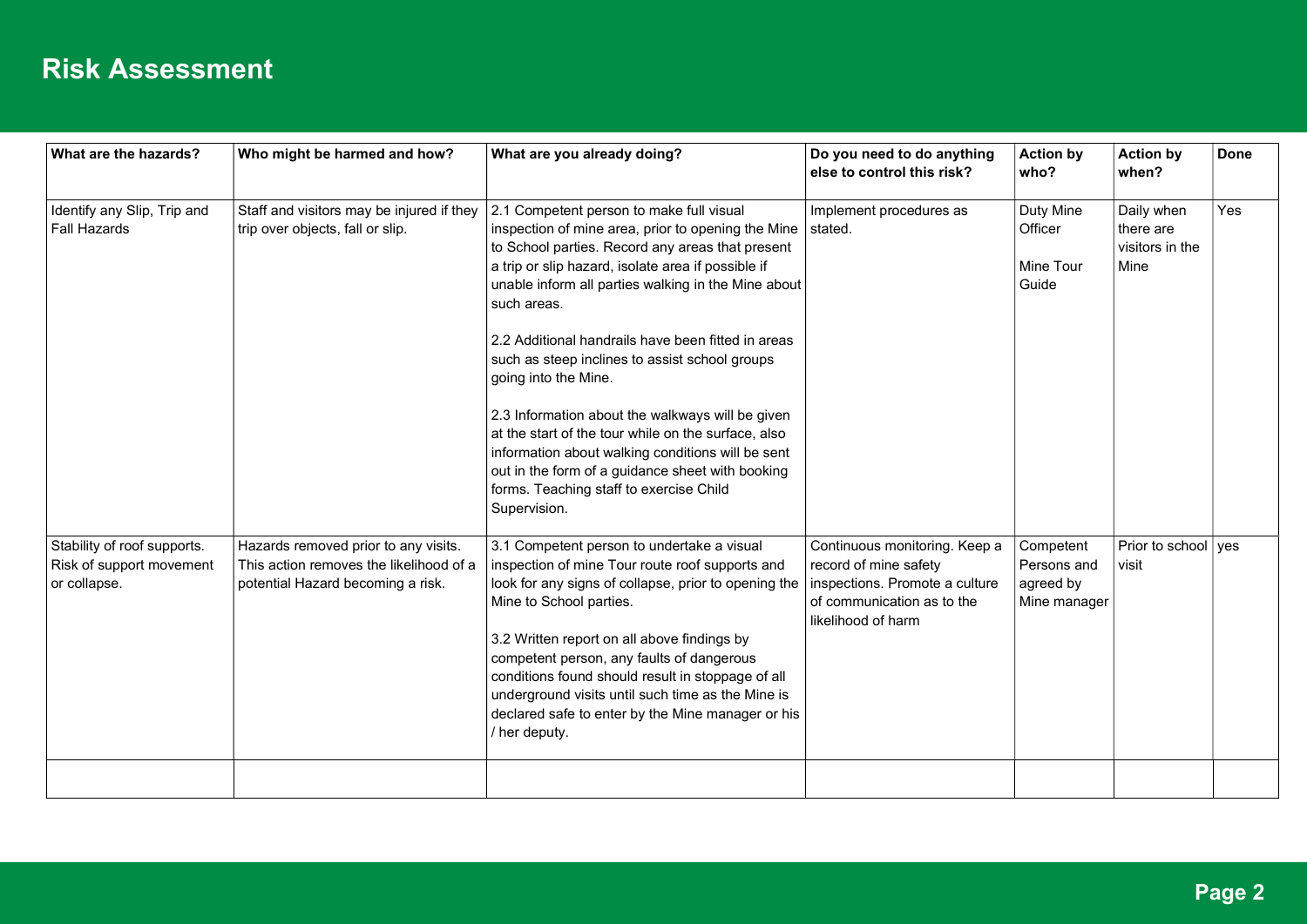# Risk Assessment

| What are the hazards? | Who might be harmed and how? | What are you already doing? | Do you need to do anything else to control this risk? | Action by who? | Action by when? | Done |
|---|---|---|---|---|---|---|
| Identify any Slip, Trip and Fall Hazards | Staff and visitors may be injured if they trip over objects, fall or slip. | 2.1 Competent person to make full visual inspection of mine area, prior to opening the Mine to School parties. Record any areas that present a trip or slip hazard, isolate area if possible if unable inform all parties walking in the Mine about such areas.<br><br>2.2 Additional handrails have been fitted in areas such as steep inclines to assist school groups going into the Mine.<br><br>2.3 Information about the walkways will be given at the start of the tour while on the surface, also information about walking conditions will be sent out in the form of a guidance sheet with booking forms. Teaching staff to exercise Child Supervision. | Implement procedures as stated. | Duty Mine Officer<br><br>Mine Tour Guide | Daily when there are visitors in the Mine | Yes |
| Stability of roof supports. Risk of support movement or collapse. | Hazards removed prior to any visits. This action removes the likelihood of a potential Hazard becoming a risk. | 3.1 Competent person to undertake a visual inspection of mine Tour route roof supports and look for any signs of collapse, prior to opening the Mine to School parties.<br><br>3.2 Written report on all above findings by competent person, any faults of dangerous conditions found should result in stoppage of all underground visits until such time as the Mine is declared safe to enter by the Mine manager or his / her deputy. | Continuous monitoring. Keep a record of mine safety inspections. Promote a culture of communication as to the likelihood of harm | Competent Persons and agreed by Mine manager | Prior to school visit | yes |
| | | | | | | |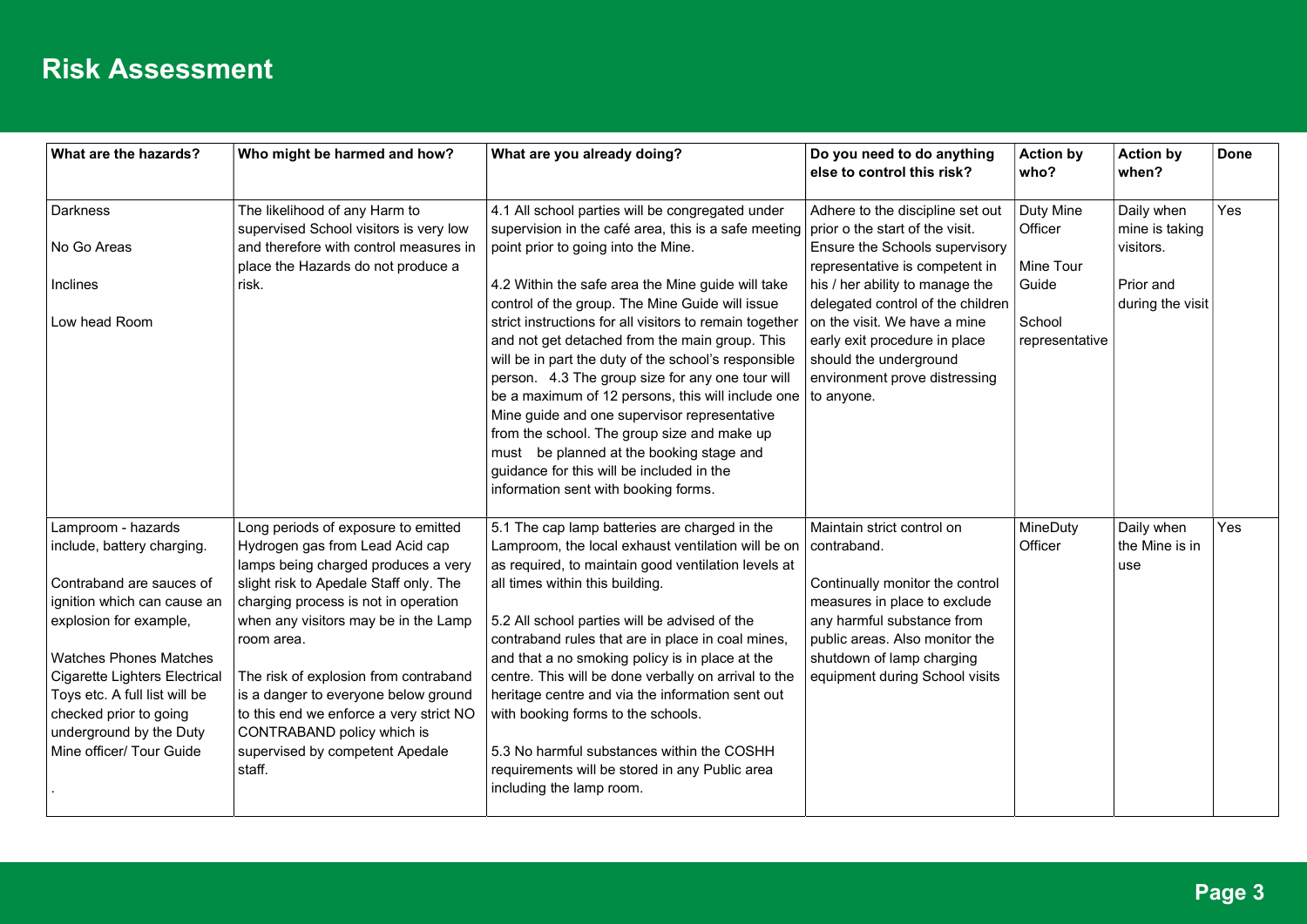# Risk Assessment

| What are the hazards? | Who might be harmed and how? | What are you already doing? | Do you need to do anything else to control this risk? | Action by who? | Action by when? | Done |
|---|---|---|---|---|---|---|
| Darkness<br><br>No Go Areas<br><br>Inclines<br><br>Low head Room | The likelihood of any Harm to supervised School visitors is very low and therefore with control measures in place the Hazards do not produce a risk. | 4.1 All school parties will be congregated under supervision in the café area, this is a safe meeting point prior to going into the Mine.<br><br>4.2 Within the safe area the Mine guide will take control of the group. The Mine Guide will issue strict instructions for all visitors to remain together and not get detached from the main group. This will be in part the duty of the school's responsible person. 4.3 The group size for any one tour will be a maximum of 12 persons, this will include one Mine guide and one supervisor representative from the school. The group size and make up must be planned at the booking stage and guidance for this will be included in the information sent with booking forms. | Adhere to the discipline set out prior o the start of the visit. Ensure the Schools supervisory representative is competent in his / her ability to manage the delegated control of the children on the visit. We have a mine early exit procedure in place should the underground environment prove distressing to anyone. | Duty Mine Officer<br><br>Mine Tour Guide<br><br>School representative | Daily when mine is taking visitors.<br><br>Prior and during the visit | Yes |
| Lamproom - hazards include, battery charging.<br><br>Contraband are sauces of ignition which can cause an explosion for example,<br><br>Watches Phones Matches Cigarette Lighters Electrical Toys etc. A full list will be checked prior to going underground by the Duty Mine officer/ Tour Guide<br><br>. | Long periods of exposure to emitted Hydrogen gas from Lead Acid cap lamps being charged produces a very slight risk to Apedale Staff only. The charging process is not in operation when any visitors may be in the Lamp room area.<br><br>The risk of explosion from contraband is a danger to everyone below ground to this end we enforce a very strict NO CONTRABAND policy which is supervised by competent Apedale staff. | 5.1 The cap lamp batteries are charged in the Lamproom, the local exhaust ventilation will be on as required, to maintain good ventilation levels at all times within this building.<br><br>5.2 All school parties will be advised of the contraband rules that are in place in coal mines, and that a no smoking policy is in place at the centre. This will be done verbally on arrival to the heritage centre and via the information sent out with booking forms to the schools.<br><br>5.3 No harmful substances within the COSHH requirements will be stored in any Public area including the lamp room. | Maintain strict control on contraband.<br><br>Continually monitor the control measures in place to exclude any harmful substance from public areas. Also monitor the shutdown of lamp charging equipment during School visits | MineDuty Officer | Daily when the Mine is in use | Yes |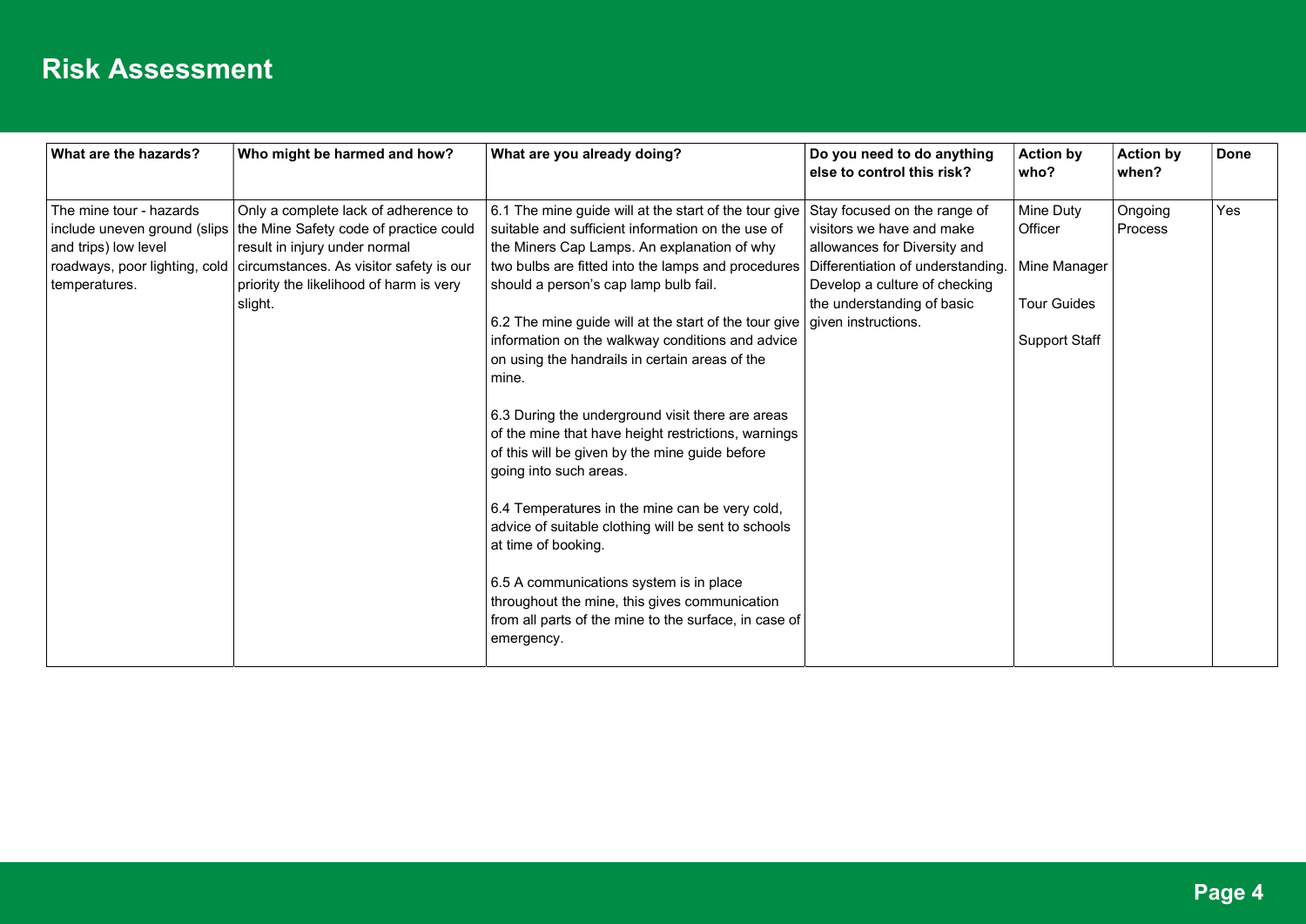# Risk Assessment

| What are the hazards? | Who might be harmed and how? | What are you already doing? | Do you need to do anything else to control this risk? | Action by who? | Action by when? | Done |
|---|---|---|---|---|---|---|
| The mine tour - hazards include uneven ground (slips and trips) low level roadways, poor lighting, cold temperatures. | Only a complete lack of adherence to the Mine Safety code of practice could result in injury under normal circumstances. As visitor safety is our priority the likelihood of harm is very slight. | 6.1 The mine guide will at the start of the tour give suitable and sufficient information on the use of the Miners Cap Lamps. An explanation of why two bulbs are fitted into the lamps and procedures should a person's cap lamp bulb fail.<br><br>6.2 The mine guide will at the start of the tour give information on the walkway conditions and advice on using the handrails in certain areas of the mine.<br><br>6.3 During the underground visit there are areas of the mine that have height restrictions, warnings of this will be given by the mine guide before going into such areas.<br><br>6.4 Temperatures in the mine can be very cold, advice of suitable clothing will be sent to schools at time of booking.<br><br>6.5 A communications system is in place throughout the mine, this gives communication from all parts of the mine to the surface, in case of emergency. | Stay focused on the range of visitors we have and make allowances for Diversity and Differentiation of understanding. Develop a culture of checking the understanding of basic given instructions. | Mine Duty Officer<br><br>Mine Manager<br><br>Tour Guides<br><br>Support Staff | Ongoing Process | Yes |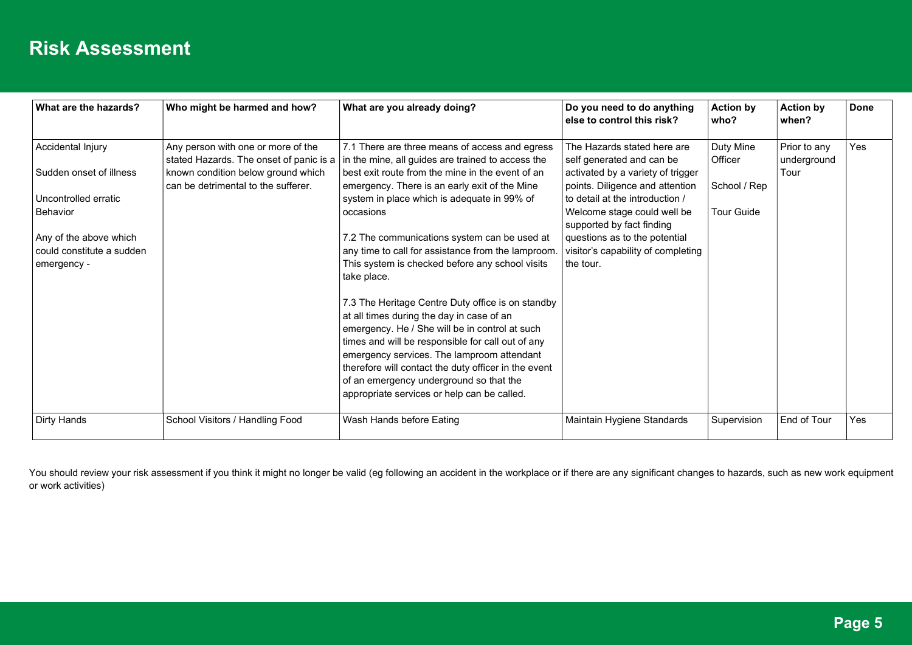# Risk Assessment

| What are the hazards? | Who might be harmed and how? | What are you already doing? | Do you need to do anything else to control this risk? | Action by who? | Action by when? | Done |
|---|---|---|---|---|---|---|
| Accidental Injury<br><br>Sudden onset of illness<br><br>Uncontrolled erratic Behavior<br><br>Any of the above which could constitute a sudden emergency - | Any person with one or more of the stated Hazards. The onset of panic is a known condition below ground which can be detrimental to the sufferer. | 7.1 There are three means of access and egress in the mine, all guides are trained to access the best exit route from the mine in the event of an emergency. There is an early exit of the Mine system in place which is adequate in 99% of occasions<br><br>7.2 The communications system can be used at any time to call for assistance from the lamproom. This system is checked before any school visits take place.<br><br>7.3 The Heritage Centre Duty office is on standby at all times during the day in case of an emergency. He / She will be in control at such times and will be responsible for call out of any emergency services. The lamproom attendant therefore will contact the duty officer in the event of an emergency underground so that the appropriate services or help can be called. | The Hazards stated here are self generated and can be activated by a variety of trigger points. Diligence and attention to detail at the introduction / Welcome stage could well be supported by fact finding questions as to the potential visitor's capability of completing the tour. | Duty Mine Officer<br><br>School / Rep<br><br>Tour Guide | Prior to any underground Tour | Yes |
| Dirty Hands | School Visitors / Handling Food | Wash Hands before Eating | Maintain Hygiene Standards | Supervision | End of Tour | Yes |

You should review your risk assessment if you think it might no longer be valid (eg following an accident in the workplace or if there are any significant changes to hazards, such as new work equipment or work activities)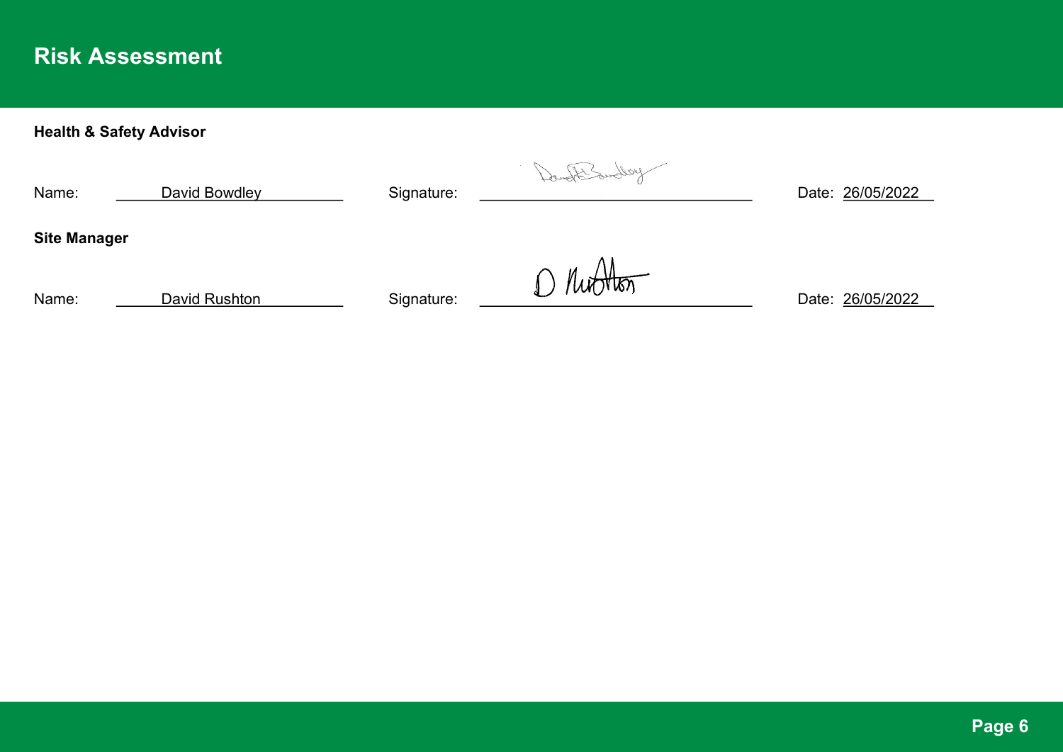# Risk Assessment

**Health & Safety Advisor**

Name: David Bowdley    Signature: ____________________    Date: 26/05/2022

**Site Manager**

Name: David Rushton    Signature: ____________________    Date: 26/05/2022